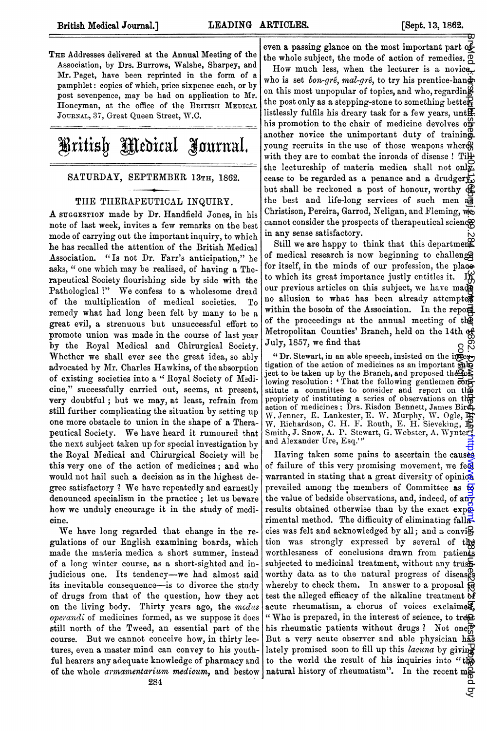THE Addresses delivered at the Annual Meeting of the Association, by Drs. Burrows, Walshe, Sharpey, and Mr. Paget, have been reprinted in the form of a pamphlet: copies of which, price sixpence each, or by post sevenpence, may be had on application to Mr. Honeyman, at the office of the BRITISH MEDICAL JOURNAL, 37, Great Queen Street, W.C.

# British Medical Journal.

SATURDAY, SEPTEMBER 13TH, 1862.

## THE THERAPEUTICAL INQUIRY.

A SUGGESTION made by Dr. Handfield Jones, in his note of last week, invites a few remarks on the best mode of carrying out the important inquiry, to which he has recalled the attention of the British Medical Association. "Is not Dr. Farr's anticipation," he asks, "one which may be realised, of having a Therapeutical Society flourishing side by side with the Pathological?" We confess to a wholesome dread of the multiplication of medical societies. To remedy what had long been felt by many to be a great evil, a strenuous but unsuccessful effort to promote union was made in the course of last year by the Royal Medical and Chirurgical Society. Whether we shall ever see the great idea, so ably advocated by Mr. Charles Hawkins, of the absorption of existing societies into a "Royal Society of Medicine," successfully carried out, seems, at present, very doubtful; but we may, at least, refrain from still further complicating the situation by setting up one more obstacle to union in the shape of a Therapeutical Society. We have heard it rumoured that the next subject taken up for special investigation by the Royal Medical and Chirurgical Society will be this very one of the action of medicines; and who would not hail such a decision as in the highest degree satisfactory? We have repeatedly and earnestly denounced specialism in the practice; let us beware how we unduly encourage it in the study of medicine.

We have long regarded that change in the regulations of our English examining boards, which made the materia medica a short summer, instead of a long winter course, as a short-sighted and injudicious one. Its tendency—we had almost said its inevitable consequence—is to divorce the study of drugs from that of the question, how they act on the living body. Thirty years ago, the *modus operandi* of medicines formed, as we suppose it does still north of the Tweed, an essential part of the course. But we cannot conceive how, in thirty lectures, even a master mind can convey to his youthful hearers any adequate knowledge of pharmacy and of the whole *armamentarium medicum*, and bestow even a passing glance on the most important part of the whole subject, the mode of action of remedies.

How much less, when the lecturer is a novice, who is set *bon-gré, mal-gré*, to try his prentice-hand on this most unpopular of topics, and who, regarding the post only as a stepping-stone to something better, listlessly fulfils his dreary task for a few years, until his promotion to the chair of medicine devolves on another novice the unimportant duty of training young recruits in the use of those weapons wherewith they are to combat the inroads of disease! Till the lectureship of materia medica shall not only cease to be regarded as a penance and a drudgery, but shall be reckoned a post of honour, worthy of the best and life-long services of such men as Christison, Pereira, Garrod, Neligan, and Fleming, we cannot consider the prospects of therapeutical science in any sense satisfactory.

Still we are happy to think that this department of medical research is now beginning to challenge for itself, in the minds of our profession, the place to which its great importance justly entitles it. In our previous articles on this subject, we have made no allusion to what has been already attempted within the bosom of the Association. In the report of the proceedings at the annual meeting of the Metropolitan Counties' Branch, held on the 14th of July, 1857, we find that

> "Dr. Stewart, in an able speech, insisted on the investigation of the action of medicines as an important subject to be taken up by the Branch, and proposed the following resolution: 'That the following gentlemen constitute a committee to consider and report on the propriety of instituting a series of observations on the action of medicines; Drs. Risdon Bennett, James Bird, W. Jenner, E. Lankester, E. W. Murphy, W. Ogle, B. W. Richardson, C. H. F. Routh, E. H. Sieveking, E. Smith, J. Snow, A. P. Stewart, G. Webster, A. Wynter, and Alexander Ure, Esq.'"

Having taken some pains to ascertain the causes of failure of this very promising movement, we feel warranted in stating that a great diversity of opinion prevailed among the members of Committee as to the value of bedside observations, and, indeed, of any results obtained otherwise than by the exact experimental method. The difficulty of eliminating fallacies was felt and acknowledged by all; and a conviction was strongly expressed by several of the worthlessness of conclusions drawn from patients subjected to medicinal treatment, without any trustworthy data as to the natural progress of diseases whereby to check them. In answer to a proposal to test the alleged efficacy of the alkaline treatment of acute rheumatism, a chorus of voices exclaimed, "Who is prepared, in the interest of science, to treat his rheumatic patients without drugs? Not one." But a very acute observer and able physician has lately promised soon to fill up this *lacuna* by giving to the world the result of his inquiries into "the natural history of rheumatism". In the recent m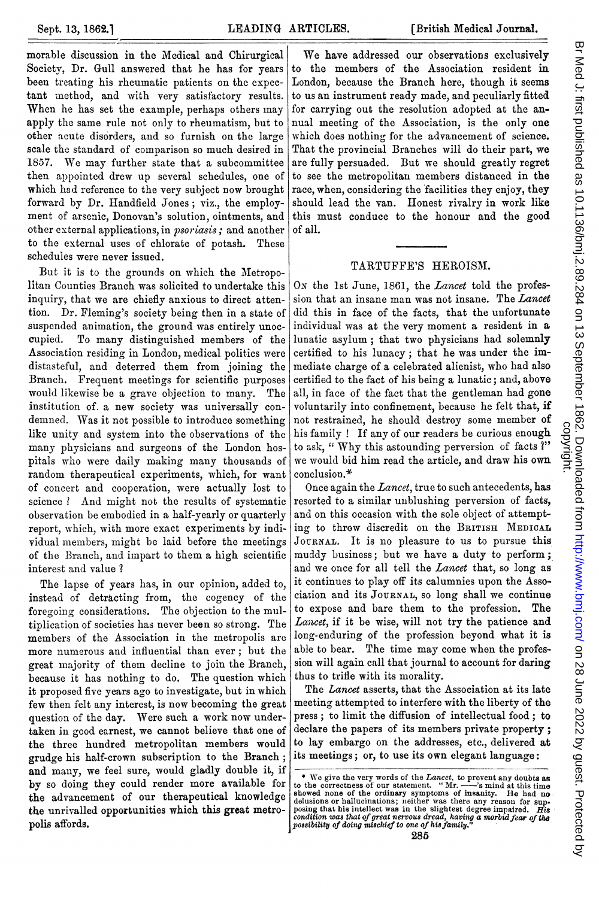morable discussion in the Medical and Chirurgical Society, Dr. Gull answered that he has for years been treating his rheumatic patients on the expectant method, and with very satisfactory results. When he has set the example, perhaps others may apply the same rule not only to rheumatism, but to other acute disorders, and so furnish on the large scale the standard of comparison so much desired in 1857. We may further state that a subcommittee then appointed drew up several schedules, one of which had reference to the very subject now brought forward by Dr. Handfield Jones; viz., the employment of arsenic, Donovan's solution, ointments, and other external applications, in *psoriasis;* and another to the external uses of chlorate of potash. These schedules were never issued.

But it is to the grounds on which the Metropolitan Counties Branch was solicited to undertake this inquiry, that we are chiefly anxious to direct attention. Dr. Fleming's society being then in a state of suspended animation, the ground was entirely unoccupied. To many distinguished members of the Association residing in London, medical politics were distasteful, and deterred them from joining the Branch. Frequent meetings for scientific purposes would likewise be a grave objection to many. The institution of a new society was universally condemned. Was it not possible to introduce something like unity and system into the observations of the many physicians and surgeons of the London hospitals who were daily making many thousands of random therapeutical experiments, which, for want of concert and cooperation, were actually lost to science? And might not the results of systematic observation be embodied in a half-yearly or quarterly report, which, with more exact experiments by individual members, might be laid before the meetings of the Branch, and impart to them a high scientific interest and value?

The lapse of years has, in our opinion, added to, instead of detracting from, the cogency of the foregoing considerations. The objection to the multiplication of societies has never been so strong. The members of the Association in the metropolis are more numerous and influential than ever; but the great majority of them decline to join the Branch, because it has nothing to do. The question which it proposed five years ago to investigate, but in which few then felt any interest, is now becoming the great question of the day. Were such a work now undertaken in good earnest, we cannot believe that one of the three hundred metropolitan members would grudge his half-crown subscription to the Branch; and many, we feel sure, would gladly double it, if by so doing they could render more available for the advancement of our therapeutical knowledge the unrivalled opportunities which this great metropolis affords.

We have addressed our observations exclusively to the members of the Association resident in London, because the Branch here, though it seems to us an instrument ready made, and peculiarly fitted for carrying out the resolution adopted at the annual meeting of the Association, is the only one which does nothing for the advancement of science. That the provincial Branches will do their part, we are fully persuaded. But we should greatly regret to see the metropolitan members distanced in the race, when, considering the facilities they enjoy, they should lead the van. Honest rivalry in work like this must conduce to the honour and the good of all.

## TARTUFFE'S HEROISM.

On the 1st June, 1861, the *Lancet* told the profession that an insane man was not insane. The *Lancet* did this in face of the facts, that the unfortunate individual was at the very moment a resident in a lunatic asylum; that two physicians had solemnly certified to his lunacy; that he was under the immediate charge of a celebrated alienist, who had also certified to the fact of his being a lunatic; and, above all, in face of the fact that the gentleman had gone voluntarily into confinement, because he felt that, if not restrained, he should destroy some member of his family! If any of our readers be curious enough to ask, "Why this astounding perversion of facts?" we would bid him read the article, and draw his own conclusion.*

Once again the *Lancet*, true to such antecedents, has resorted to a similar unblushing perversion of facts, and on this occasion with the sole object of attempting to throw discredit on the British Medical Journal. It is no pleasure to us to pursue this muddy business; but we have a duty to perform; and we once for all tell the *Lancet* that, so long as it continues to play off its calumnies upon the Association and its Journal, so long shall we continue to expose and bare them to the profession. The *Lancet*, if it be wise, will not try the patience and long-enduring of the profession beyond what it is able to bear. The time may come when the profession will again call that journal to account for daring thus to trifle with its morality.

The *Lancet* asserts, that the Association at its late meeting attempted to interfere with the liberty of the press; to limit the diffusion of intellectual food; to declare the papers of its members private property; to lay embargo on the addresses, etc., delivered at its meetings; or, to use its own elegant language:

\* We give the very words of the *Lancet*, to prevent any doubts as to the correctness of our statement. "Mr. ——'s mind at this time showed none of the ordinary symptoms of insanity. He had no delusions or hallucinations; neither was there any reason for supposing that his intellect was in the slightest degree impaired. *His condition was that of great nervous dread, having a morbid fear of the possibility of doing mischief to one of his family.*"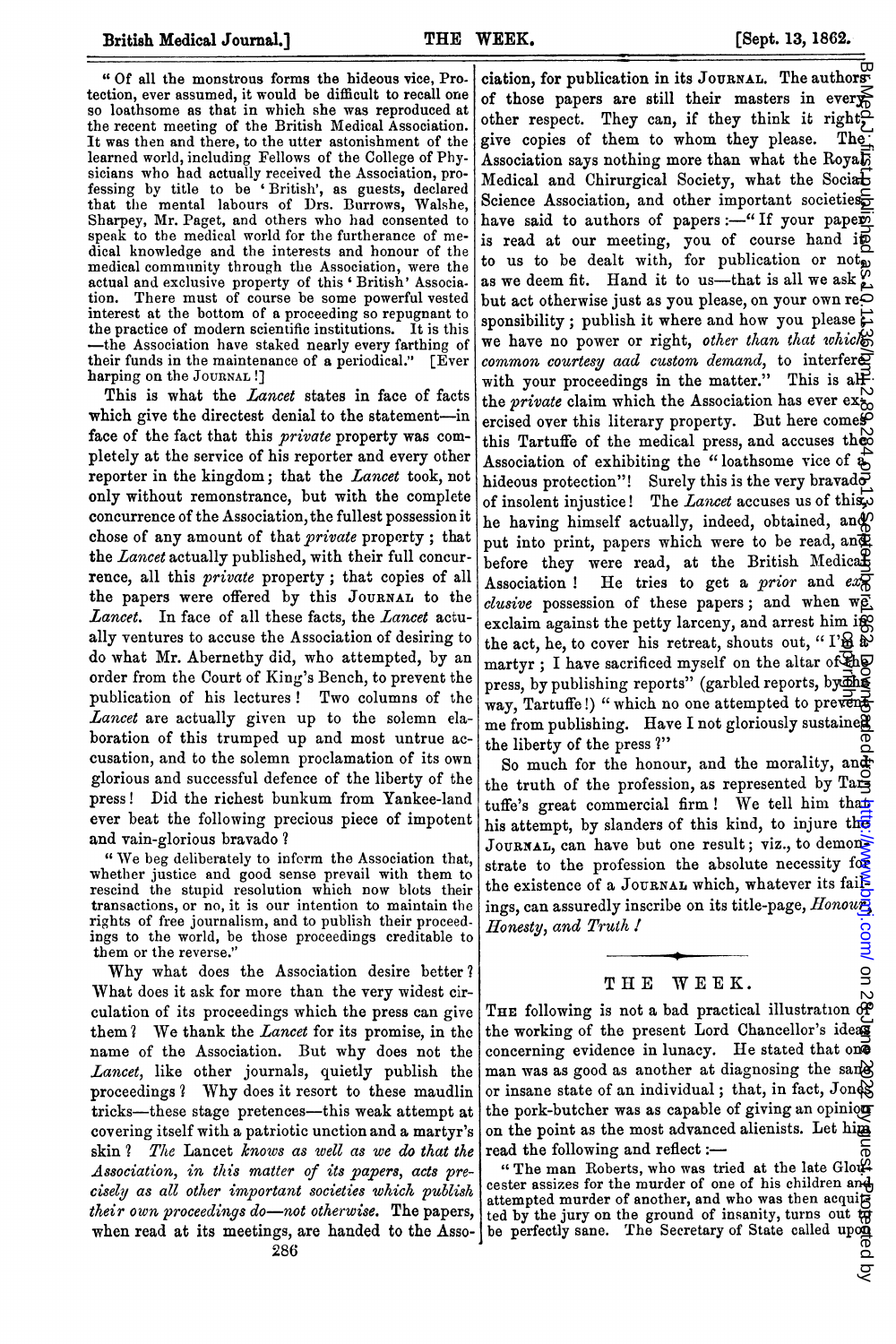"Of all the monstrous forms the hideous vice, Protection, ever assumed, it would be difficult to recall one so loathsome as that in which she was reproduced at the recent meeting of the British Medical Association. It was then and there, to the utter astonishment of the learned world, including Fellows of the College of Physicians who had actually received the Association, professing by title to be 'British', as guests, declared that the mental labours of Drs. Burrows, Walshe, Sharpey, Mr. Paget, and others who had consented to speak to the medical world for the furtherance of medical knowledge and the interests and honour of the medical community through the Association, were the actual and exclusive property of this 'British' Association. There must of course be some powerful vested interest at the bottom of a proceeding so repugnant to the practice of modern scientific institutions. It is this —the Association have staked nearly every farthing of their funds in the maintenance of a periodical." [Ever harping on the JOURNAL!]

This is what the *Lancet* states in face of facts which give the directest denial to the statement—in face of the fact that this *private* property was completely at the service of his reporter and every other reporter in the kingdom; that the *Lancet* took, not only without remonstrance, but with the complete concurrence of the Association, the fullest possession it chose of any amount of that *private* property; that the *Lancet* actually published, with their full concurrence, all this *private* property; that copies of all the papers were offered by this JOURNAL to the *Lancet*. In face of all these facts, the *Lancet* actually ventures to accuse the Association of desiring to do what Mr. Abernethy did, who attempted, by an order from the Court of King's Bench, to prevent the publication of his lectures! Two columns of the *Lancet* are actually given up to the solemn elaboration of this trumped up and most untrue accusation, and to the solemn proclamation of its own glorious and successful defence of the liberty of the press! Did the richest bunkum from Yankee-land ever beat the following precious piece of impotent and vain-glorious bravado?

"We beg deliberately to inform the Association that, whether justice and good sense prevail with them to rescind the stupid resolution which now blots their transactions, or no, it is our intention to maintain the rights of free journalism, and to publish their proceedings to the world, be those proceedings creditable to them or the reverse."

Why what does the Association desire better? What does it ask for more than the very widest circulation of its proceedings which the press can give them? We thank the *Lancet* for its promise, in the name of the Association. But why does not the *Lancet*, like other journals, quietly publish the proceedings? Why does it resort to these maudlin tricks—these stage pretences—this weak attempt at covering itself with a patriotic unction and a martyr's skin? *The Lancet knows as well as we do that the Association, in this matter of its papers, acts precisely as all other important societies which publish their own proceedings do—not otherwise.* The papers, when read at its meetings, are handed to the Association, for publication in its JOURNAL. The authors of those papers are still their masters in every other respect. They can, if they think it right, give copies of them to whom they please. The Association says nothing more than what the Royal Medical and Chirurgical Society, what the Social Science Association, and other important societies have said to authors of papers:—"If your paper is read at our meeting, you of course hand it to us to be dealt with, for publication or not, as we deem fit. Hand it to us—that is all we ask; but act otherwise just as you please, on your own responsibility; publish it where and how you please; we have no power or right, *other than that which common courtesy aad custom demand*, to interfere with your proceedings in the matter." This is all the *private* claim which the Association has ever exercised over this literary property. But here comes this Tartuffe of the medical press, and accuses the Association of exhibiting the "loathsome vice of a hideous protection"! Surely this is the very bravado of insolent injustice! The *Lancet* accuses us of this; he having himself actually, indeed, obtained, and put into print, papers which were to be read, and before they were read, at the British Medical Association! He tries to get a *prior* and *exclusive* possession of these papers; and when we exclaim against the petty larceny, and arrest him in the act, he, to cover his retreat, shouts out, "I'm a martyr; I have sacrificed myself on the altar of the press, by publishing reports" (garbled reports, by the way, Tartuffe!) "which no one attempted to prevent me from publishing. Have I not gloriously sustained the liberty of the press?"

So much for the honour, and the morality, and the truth of the profession, as represented by Tartuffe's great commercial firm! We tell him that his attempt, by slanders of this kind, to injure the JOURNAL, can have but one result; viz., to demonstrate to the profession the absolute necessity for the existence of a JOURNAL which, whatever its failings, can assuredly inscribe on its title-page, *Honour, Honesty, and Truth!*

## THE WEEK.

THE following is not a bad practical illustration of the working of the present Lord Chancellor's ideas concerning evidence in lunacy. He stated that one man was as good as another at diagnosing the sane or insane state of an individual; that, in fact, Jones the pork-butcher was as capable of giving an opinion on the point as the most advanced alienists. Let him read the following and reflect:—

"The man Roberts, who was tried at the late Gloucester assizes for the murder of one of his children and attempted murder of another, and who was then acquitted by the jury on the ground of insanity, turns out to be perfectly sane. The Secretary of State called upon